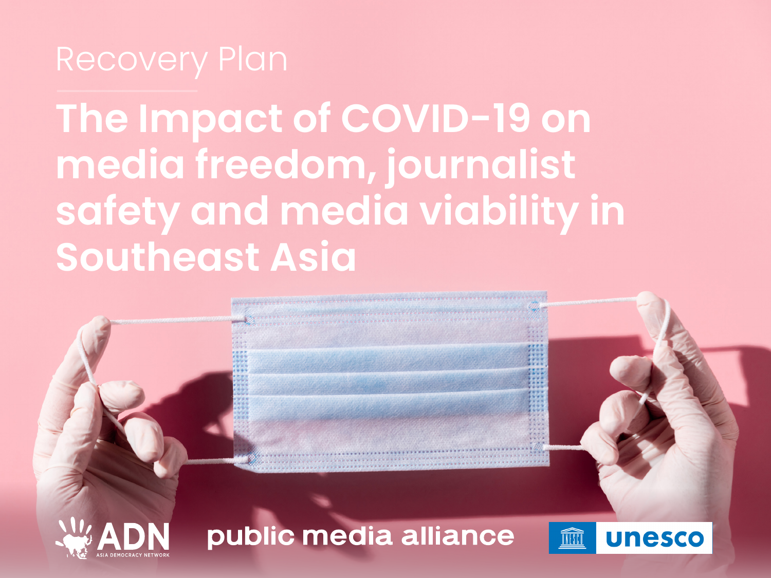Recovery Plan

# The Impact of COVID-19 on media freedom, journalist safety and media viability in Southeast Asia

ADN ASIA DEMOCRACY NETWORK

public media alliance

unesco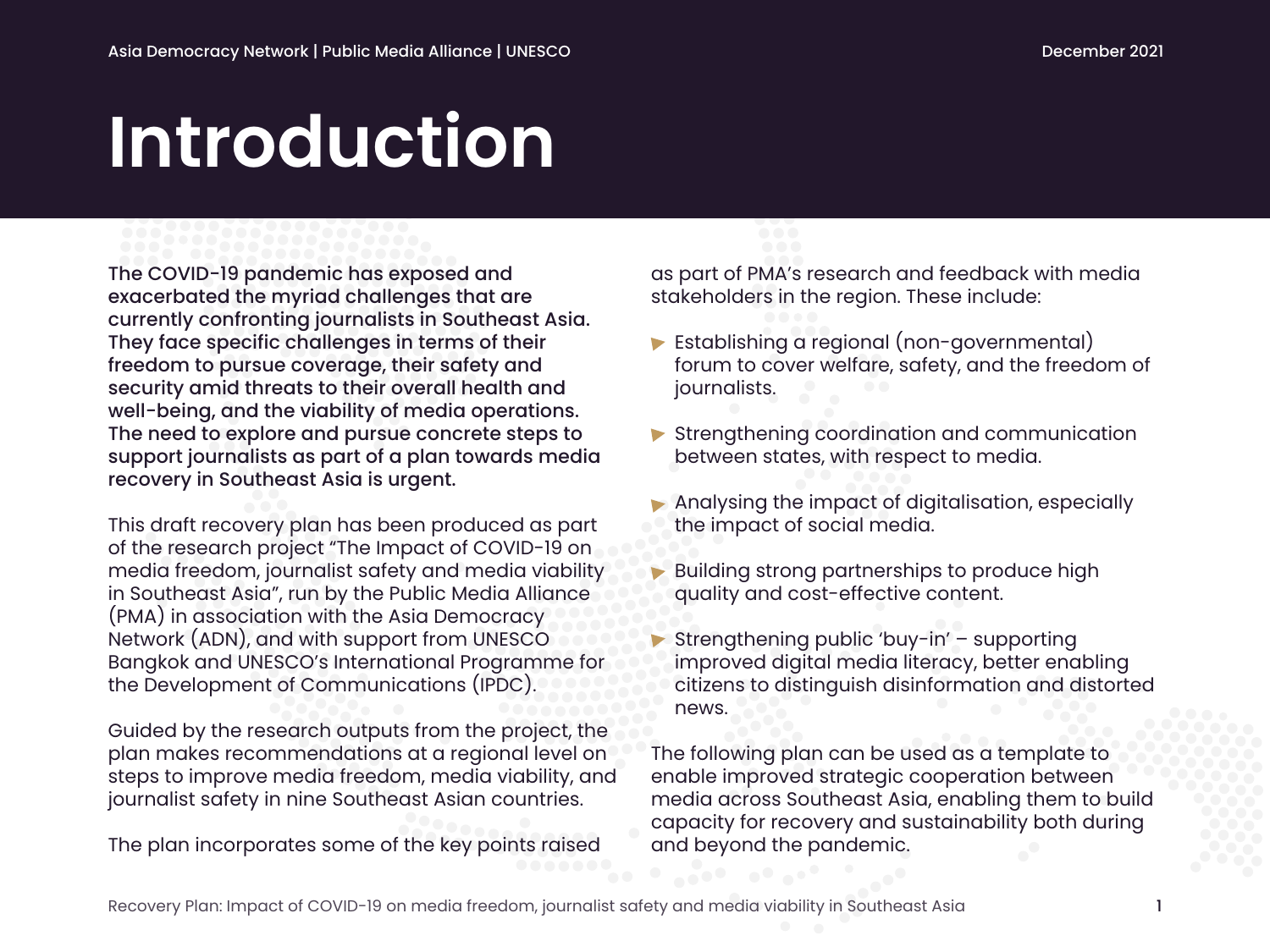# Introduction

**The COVID-19 pandemic has exposed and exacerbated the myriad challenges that are currently confronting journalists in Southeast Asia. They face specific challenges in terms of their freedom to pursue coverage, their safety and security amid threats to their overall health and well-being, and the viability of media operations. The need to explore and pursue concrete steps to support journalists as part of a plan towards media recovery in Southeast Asia is urgent.**

This draft recovery plan has been produced as part of the research project "The Impact of COVID-19 on media freedom, journalist safety and media viability in Southeast Asia", run by the Public Media Alliance (PMA) in association with the Asia Democracy Network (ADN), and with support from UNESCO Bangkok and UNESCO's International Programme for the Development of Communications (IPDC).

Guided by the research outputs from the project, the plan makes recommendations at a regional level on steps to improve media freedom, media viability, and journalist safety in nine Southeast Asian countries.

The plan incorporates some of the key points raised as part of PMA's research and feedback with media stakeholders in the region. These include:

- Establishing a regional (non-governmental) forum to cover welfare, safety, and the freedom of journalists.
- Strengthening coordination and communication between states, with respect to media.
- Analysing the impact of digitalisation, especially the impact of social media.
- Building strong partnerships to produce high quality and cost-effective content.
- Strengthening public 'buy-in' – supporting improved digital media literacy, better enabling citizens to distinguish disinformation and distorted news.

The following plan can be used as a template to enable improved strategic cooperation between media across Southeast Asia, enabling them to build capacity for recovery and sustainability both during and beyond the pandemic.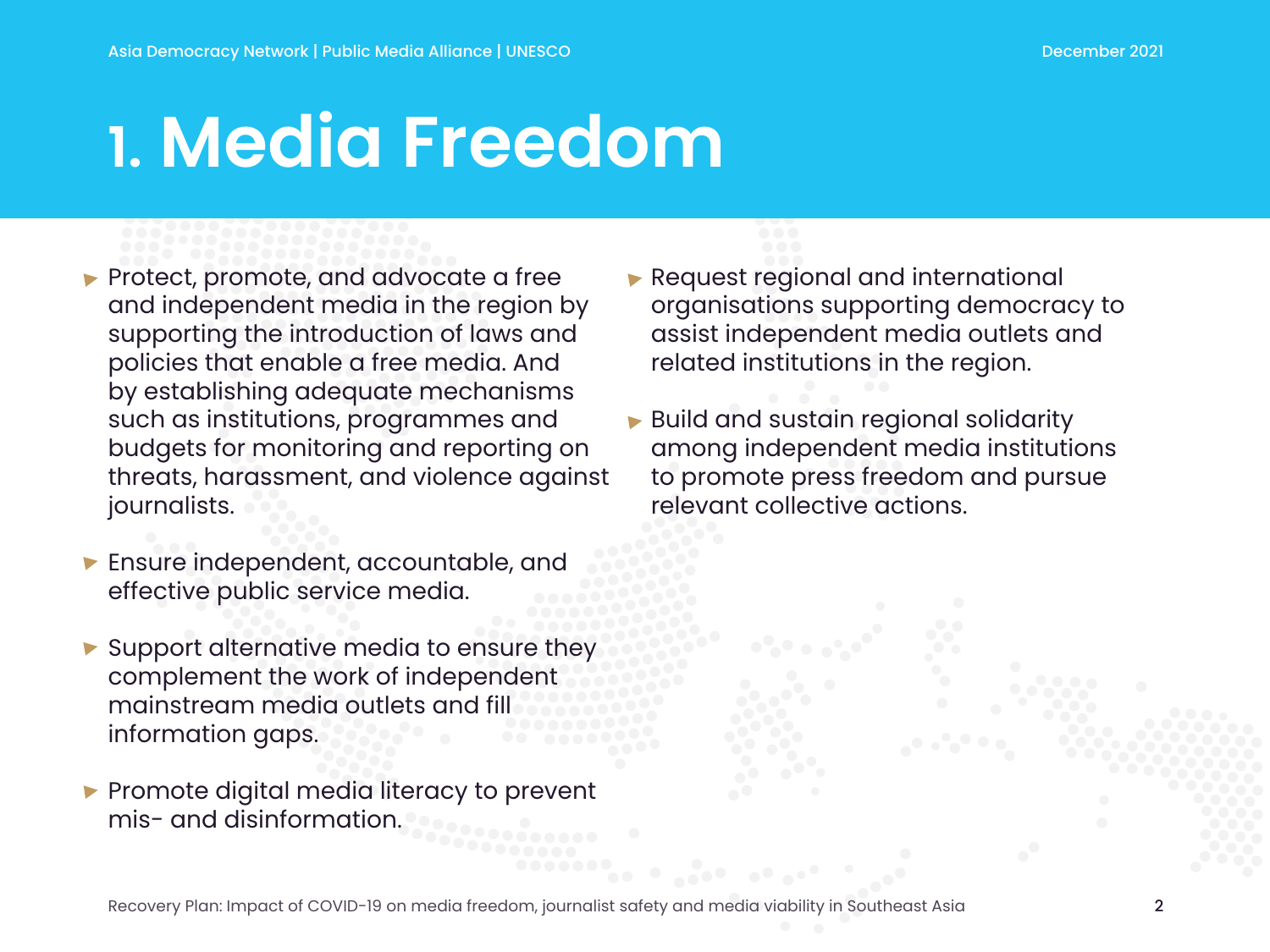# 1. Media Freedom

- Protect, promote, and advocate a free and independent media in the region by supporting the introduction of laws and policies that enable a free media. And by establishing adequate mechanisms such as institutions, programmes and budgets for monitoring and reporting on threats, harassment, and violence against journalists.
- Ensure independent, accountable, and effective public service media.
- Support alternative media to ensure they complement the work of independent mainstream media outlets and fill information gaps.
- Promote digital media literacy to prevent mis- and disinformation.
- Request regional and international organisations supporting democracy to assist independent media outlets and related institutions in the region.
- Build and sustain regional solidarity among independent media institutions to promote press freedom and pursue relevant collective actions.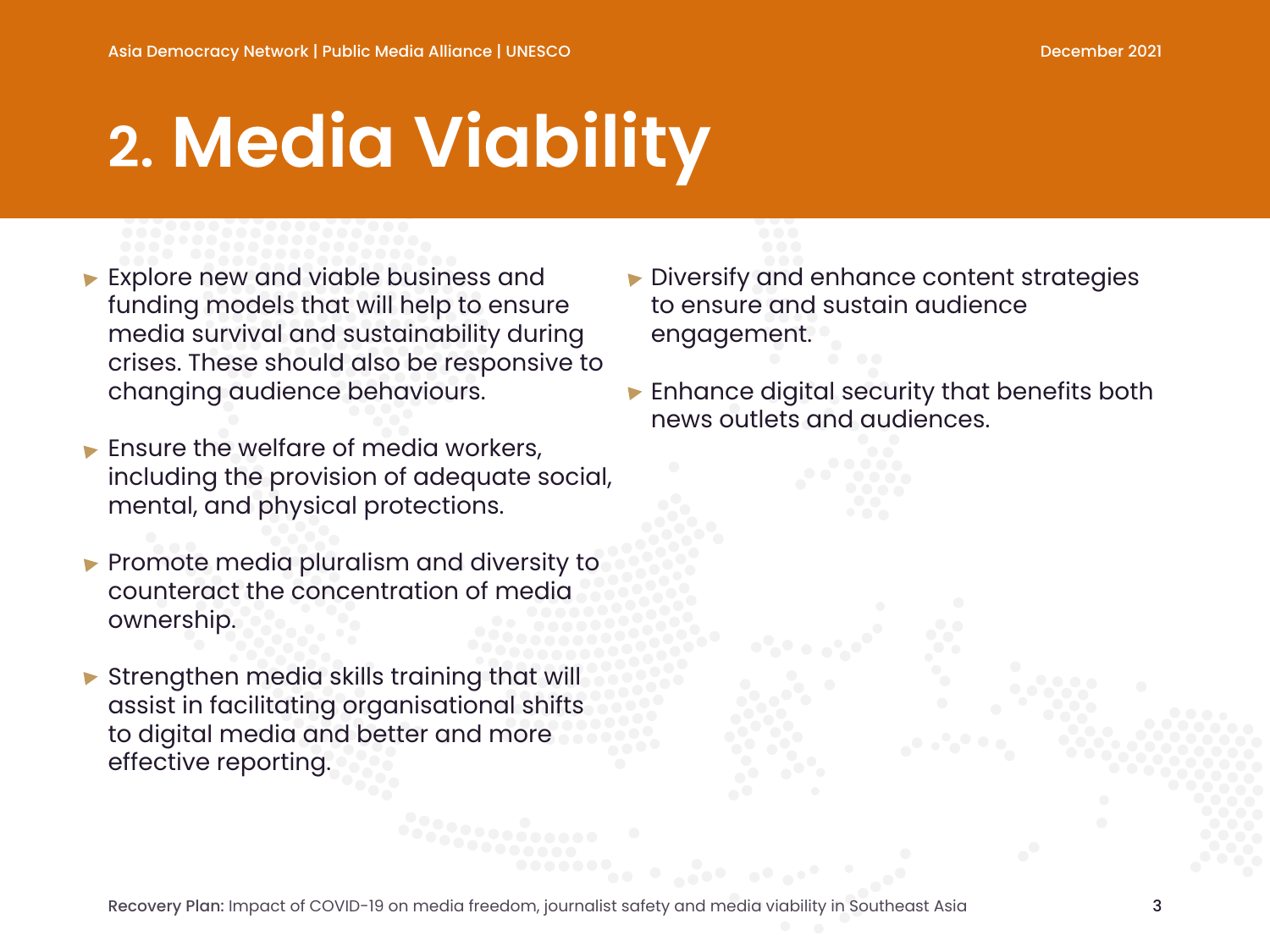# 2. Media Viability

- Explore new and viable business and funding models that will help to ensure media survival and sustainability during crises. These should also be responsive to changing audience behaviours.
- Ensure the welfare of media workers, including the provision of adequate social, mental, and physical protections.
- Promote media pluralism and diversity to counteract the concentration of media ownership.
- Strengthen media skills training that will assist in facilitating organisational shifts to digital media and better and more effective reporting.
- Diversify and enhance content strategies to ensure and sustain audience engagement.
- Enhance digital security that benefits both news outlets and audiences.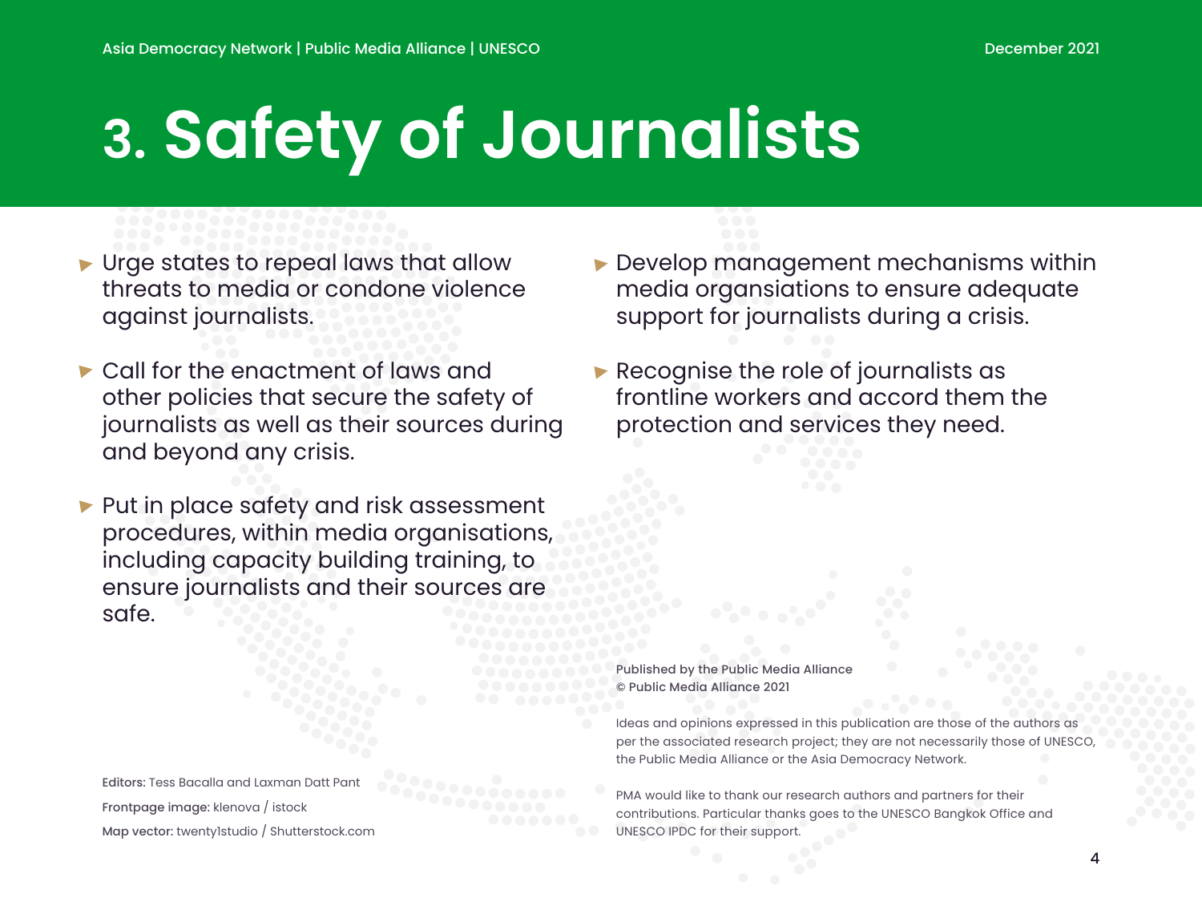# 3. Safety of Journalists

- Urge states to repeal laws that allow threats to media or condone violence against journalists.
- Call for the enactment of laws and other policies that secure the safety of journalists as well as their sources during and beyond any crisis.
- Put in place safety and risk assessment procedures, within media organisations, including capacity building training, to ensure journalists and their sources are safe.
- Develop management mechanisms within media organsiations to ensure adequate support for journalists during a crisis.
- Recognise the role of journalists as frontline workers and accord them the protection and services they need.

**Editors:** Tess Bacalla and Laxman Datt Pant

**Frontpage image:** klenova / istock

**Map vector:** twenty1studio / Shutterstock.com

Published by the Public Media Alliance
© Public Media Alliance 2021

Ideas and opinions expressed in this publication are those of the authors as per the associated research project; they are not necessarily those of UNESCO, the Public Media Alliance or the Asia Democracy Network.

PMA would like to thank our research authors and partners for their contributions. Particular thanks goes to the UNESCO Bangkok Office and UNESCO IPDC for their support.